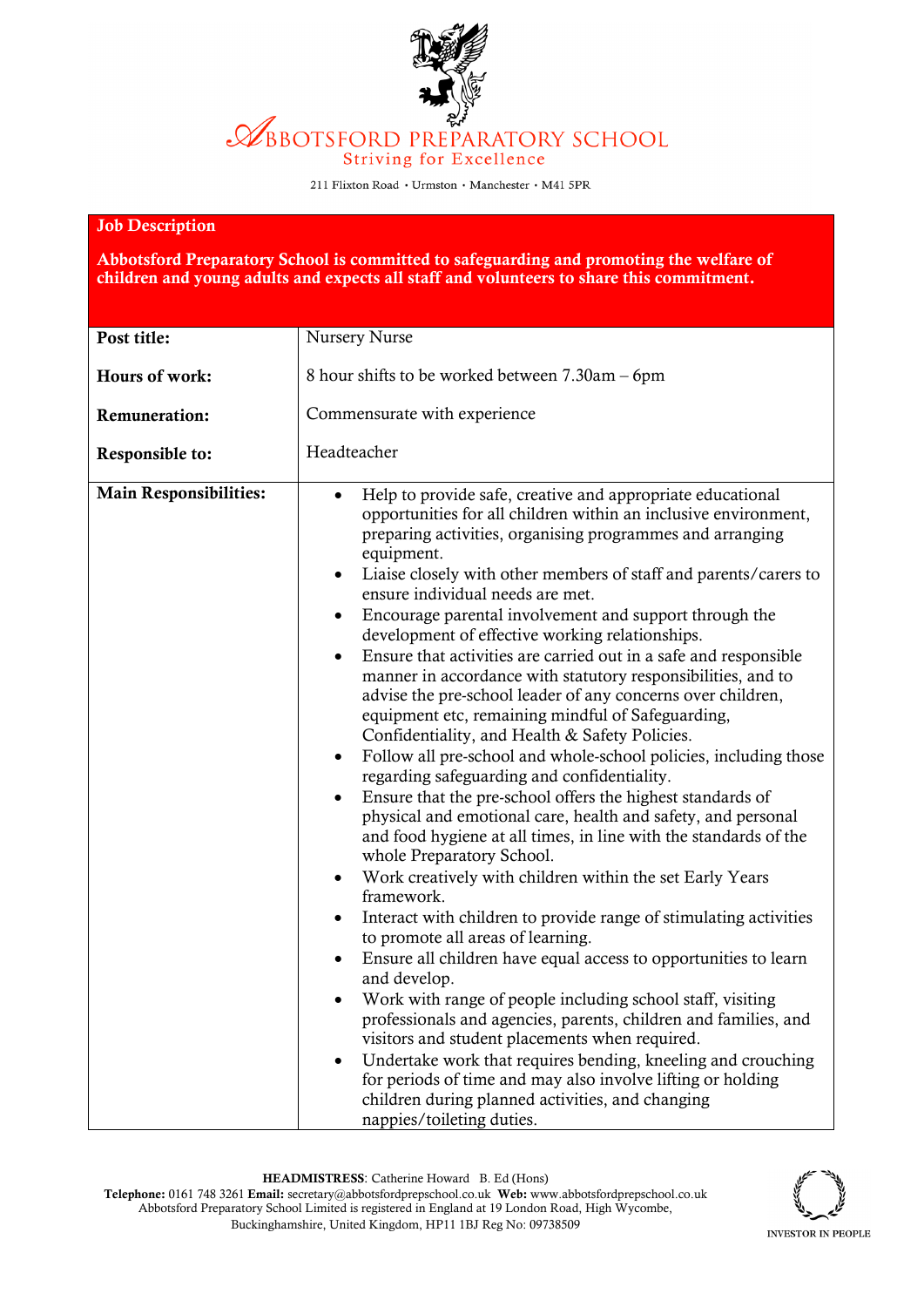# ABBOTSFORD PREPARATORY SCHOOL

Striving for Excellence

211 Flixton Road • Urmston • Manchester • M41 5PR

**Job Description**

**Abbotsford Preparatory School is committed to safeguarding and promoting the welfare of children and young adults and expects all staff and volunteers to share this commitment.**

| | |
|---|---|
| **Post title:** | Nursery Nurse |
| **Hours of work:** | 8 hour shifts to be worked between 7.30am – 6pm |
| **Remuneration:** | Commensurate with experience |
| **Responsible to:** | Headteacher |

**Main Responsibilities:**

- Help to provide safe, creative and appropriate educational opportunities for all children within an inclusive environment, preparing activities, organising programmes and arranging equipment.
- Liaise closely with other members of staff and parents/carers to ensure individual needs are met.
- Encourage parental involvement and support through the development of effective working relationships.
- Ensure that activities are carried out in a safe and responsible manner in accordance with statutory responsibilities, and to advise the pre-school leader of any concerns over children, equipment etc, remaining mindful of Safeguarding, Confidentiality, and Health & Safety Policies.
- Follow all pre-school and whole-school policies, including those regarding safeguarding and confidentiality.
- Ensure that the pre-school offers the highest standards of physical and emotional care, health and safety, and personal and food hygiene at all times, in line with the standards of the whole Preparatory School.
- Work creatively with children within the set Early Years framework.
- Interact with children to provide range of stimulating activities to promote all areas of learning.
- Ensure all children have equal access to opportunities to learn and develop.
- Work with range of people including school staff, visiting professionals and agencies, parents, children and families, and visitors and student placements when required.
- Undertake work that requires bending, kneeling and crouching for periods of time and may also involve lifting or holding children during planned activities, and changing nappies/toileting duties.

**HEADMISTRESS**: Catherine Howard B. Ed (Hons)
**Telephone:** 0161 748 3261 **Email:** secretary@abbotsfordprepschool.co.uk **Web:** www.abbotsfordprepschool.co.uk
Abbotsford Preparatory School Limited is registered in England at 19 London Road, High Wycombe, Buckinghamshire, United Kingdom, HP11 1BJ Reg No: 09738509

INVESTOR IN PEOPLE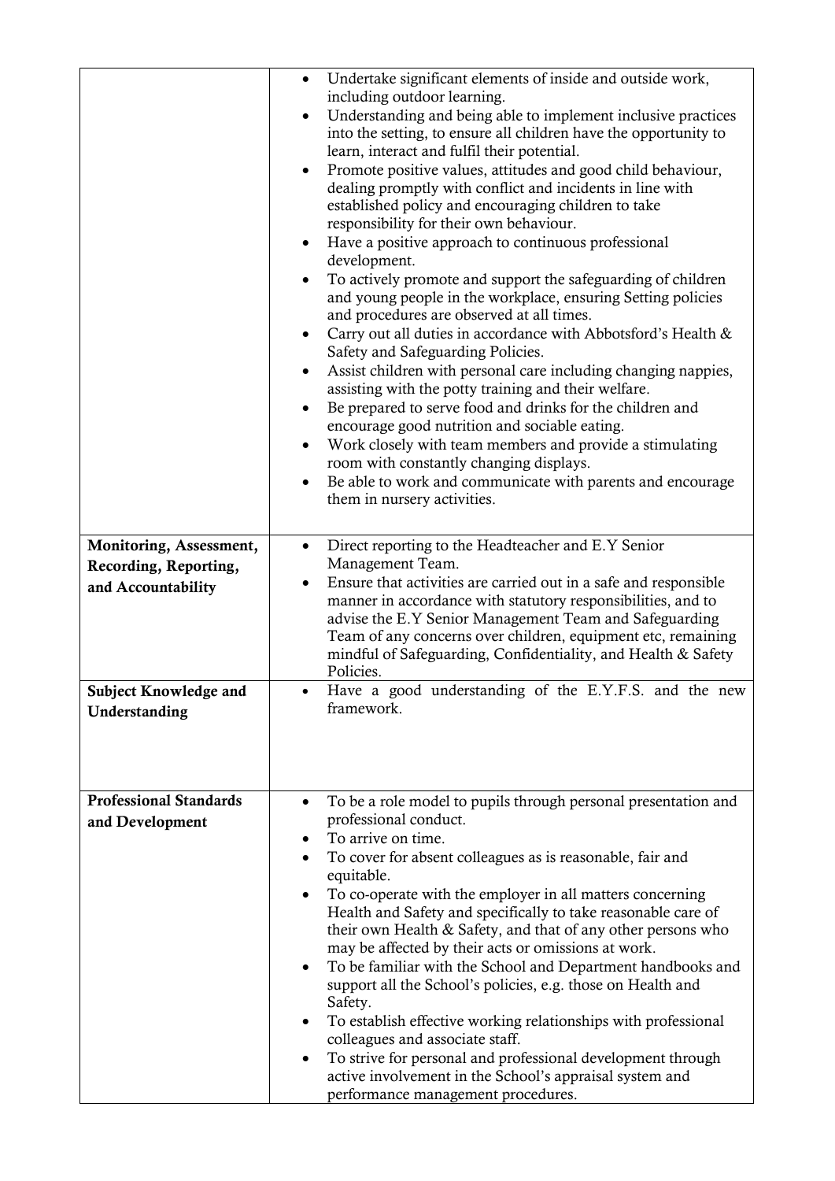| | |
|---|---|
| | • Undertake significant elements of inside and outside work, including outdoor learning.<br>• Understanding and being able to implement inclusive practices into the setting, to ensure all children have the opportunity to learn, interact and fulfil their potential.<br>• Promote positive values, attitudes and good child behaviour, dealing promptly with conflict and incidents in line with established policy and encouraging children to take responsibility for their own behaviour.<br>• Have a positive approach to continuous professional development.<br>• To actively promote and support the safeguarding of children and young people in the workplace, ensuring Setting policies and procedures are observed at all times.<br>• Carry out all duties in accordance with Abbotsford's Health & Safety and Safeguarding Policies.<br>• Assist children with personal care including changing nappies, assisting with the potty training and their welfare.<br>• Be prepared to serve food and drinks for the children and encourage good nutrition and sociable eating.<br>• Work closely with team members and provide a stimulating room with constantly changing displays.<br>• Be able to work and communicate with parents and encourage them in nursery activities. |
| **Monitoring, Assessment, Recording, Reporting, and Accountability** | • Direct reporting to the Headteacher and E.Y Senior Management Team.<br>• Ensure that activities are carried out in a safe and responsible manner in accordance with statutory responsibilities, and to advise the E.Y Senior Management Team and Safeguarding Team of any concerns over children, equipment etc, remaining mindful of Safeguarding, Confidentiality, and Health & Safety Policies. |
| **Subject Knowledge and Understanding** | • Have a good understanding of the E.Y.F.S. and the new framework. |
| **Professional Standards and Development** | • To be a role model to pupils through personal presentation and professional conduct.<br>• To arrive on time.<br>• To cover for absent colleagues as is reasonable, fair and equitable.<br>• To co-operate with the employer in all matters concerning Health and Safety and specifically to take reasonable care of their own Health & Safety, and that of any other persons who may be affected by their acts or omissions at work.<br>• To be familiar with the School and Department handbooks and support all the School's policies, e.g. those on Health and Safety.<br>• To establish effective working relationships with professional colleagues and associate staff.<br>• To strive for personal and professional development through active involvement in the School's appraisal system and performance management procedures. |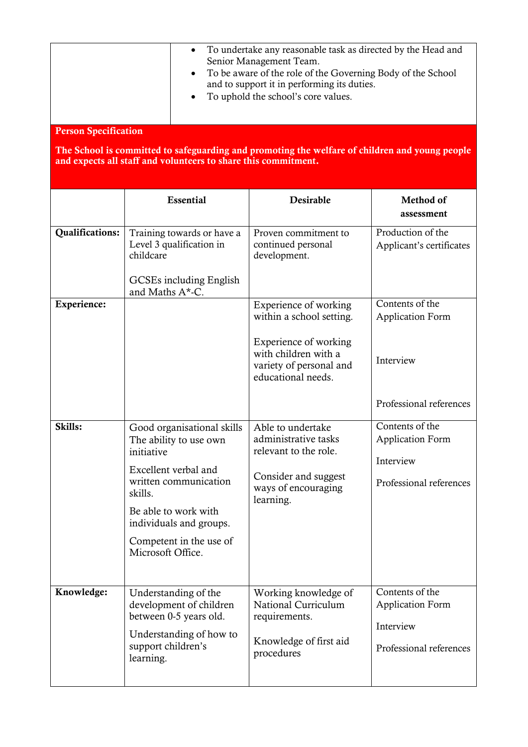| | |
|---|---|
| | • To undertake any reasonable task as directed by the Head and Senior Management Team.<br>• To be aware of the role of the Governing Body of the School and to support it in performing its duties.<br>• To uphold the school's core values. |

**Person Specification**

**The School is committed to safeguarding and promoting the welfare of children and young people and expects all staff and volunteers to share this commitment.**

| | Essential | Desirable | Method of assessment |
|---|---|---|---|
| **Qualifications:** | Training towards or have a Level 3 qualification in childcare<br><br>GCSEs including English and Maths A*-C. | Proven commitment to continued personal development. | Production of the Applicant's certificates |
| **Experience:** | | Experience of working within a school setting.<br><br>Experience of working with children with a variety of personal and educational needs. | Contents of the Application Form<br><br>Interview<br><br>Professional references |
| **Skills:** | Good organisational skills<br>The ability to use own initiative<br><br>Excellent verbal and written communication skills.<br><br>Be able to work with individuals and groups.<br><br>Competent in the use of Microsoft Office. | Able to undertake administrative tasks relevant to the role.<br><br>Consider and suggest ways of encouraging learning. | Contents of the Application Form<br><br>Interview<br><br>Professional references |
| **Knowledge:** | Understanding of the development of children between 0-5 years old.<br><br>Understanding of how to support children's learning. | Working knowledge of National Curriculum requirements.<br><br>Knowledge of first aid procedures | Contents of the Application Form<br><br>Interview<br><br>Professional references |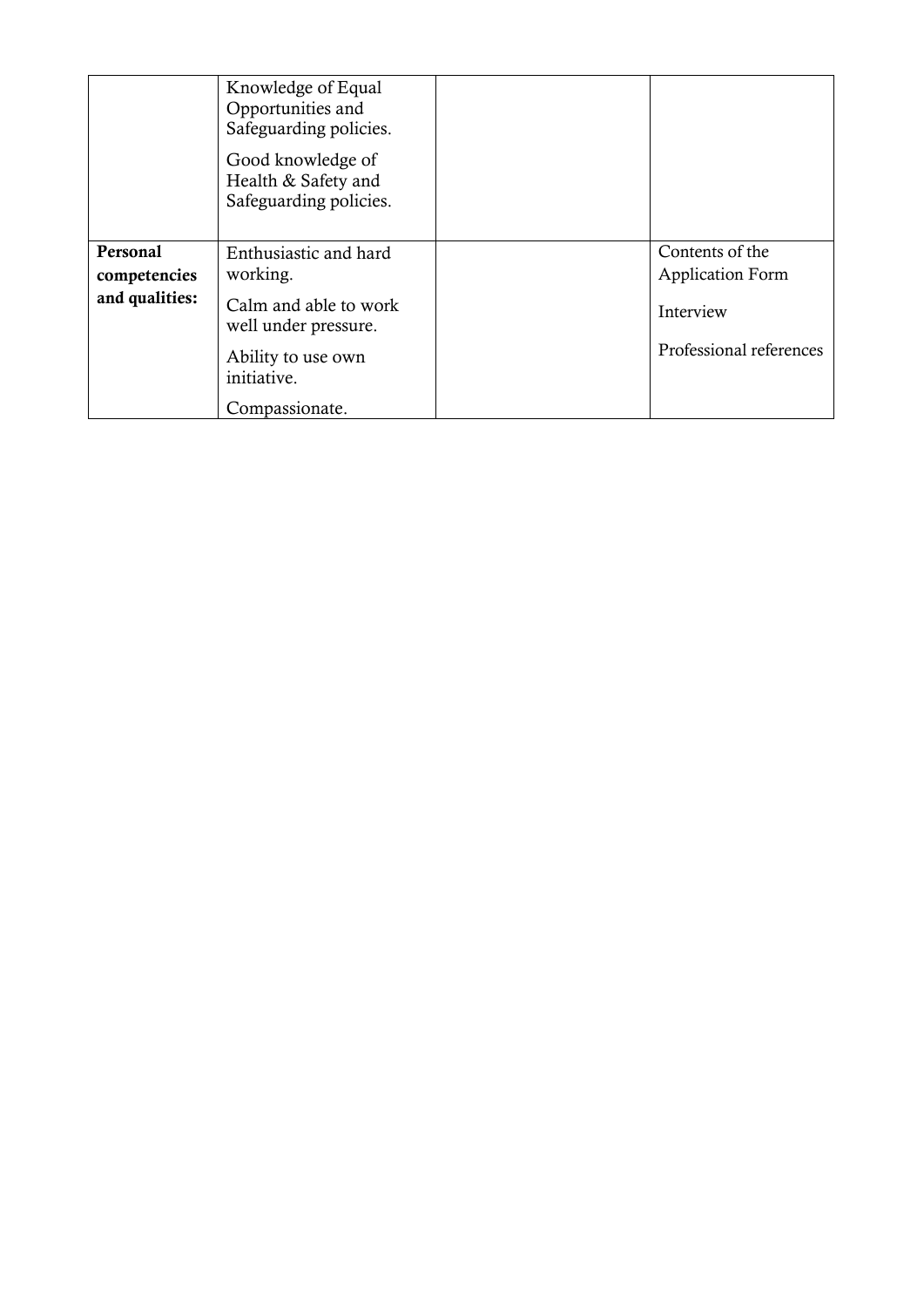| | | | |
|---|---|---|---|
| | Knowledge of Equal Opportunities and Safeguarding policies.<br><br>Good knowledge of Health & Safety and Safeguarding policies. | | |
| **Personal competencies and qualities:** | Enthusiastic and hard working.<br><br>Calm and able to work well under pressure.<br><br>Ability to use own initiative.<br><br>Compassionate. | | Contents of the Application Form<br><br>Interview<br><br>Professional references |